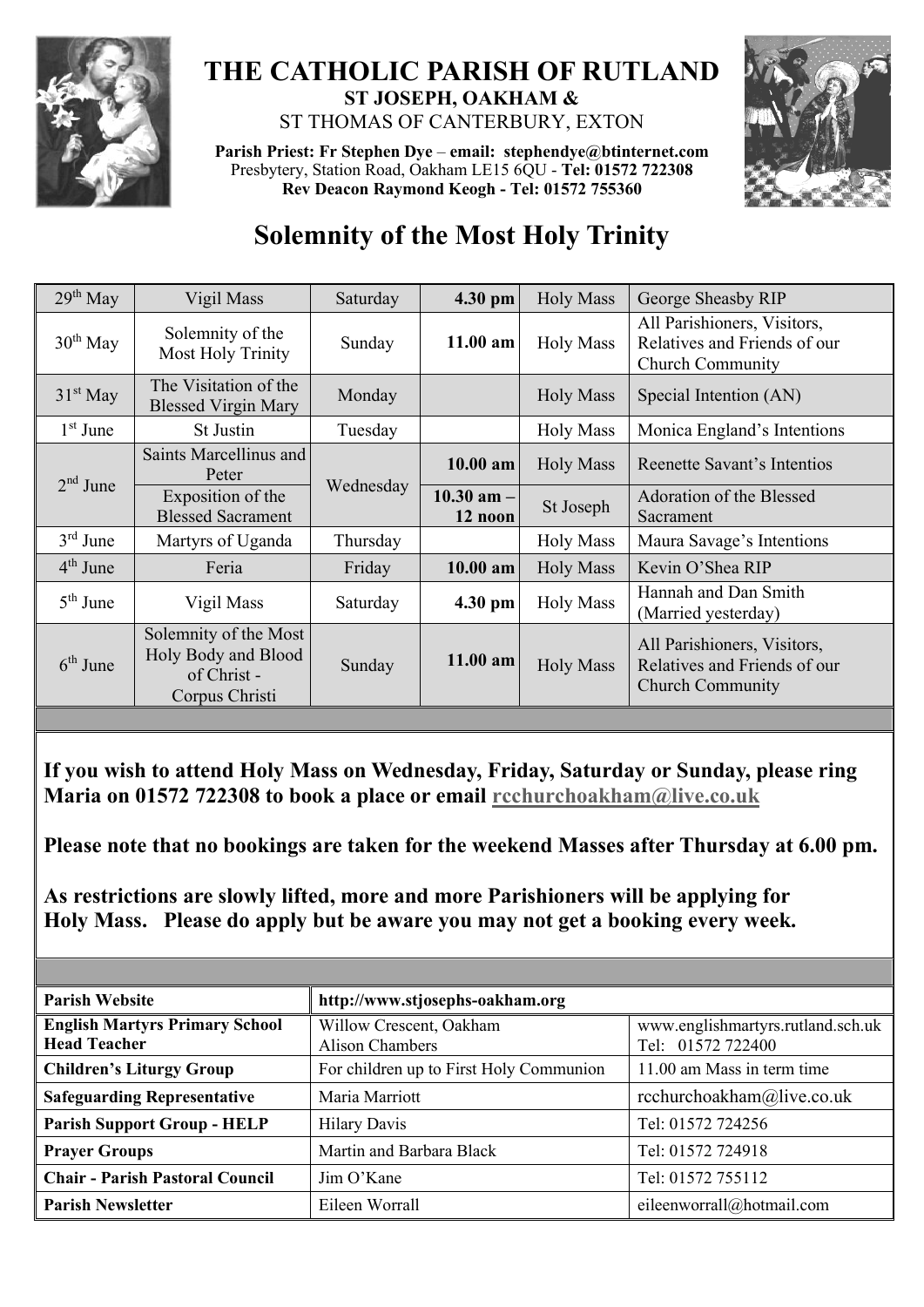# THE CATHOLIC PARISH OF RUTLAND

**ST JOSEPH, OAKHAM &**

ST THOMAS OF CANTERBURY, EXTON

**Parish Priest: Fr Stephen Dye** – **email: stephendye@btinternet.com**
Presbytery, Station Road, Oakham LE15 6QU - **Tel: 01572 722308**
**Rev Deacon Raymond Keogh - Tel: 01572 755360**

## Solemnity of the Most Holy Trinity

| | | | | | |
|---|---|---|---|---|---|
| 29th May | Vigil Mass | Saturday | **4.30 pm** | Holy Mass | George Sheasby RIP |
| 30th May | Solemnity of the Most Holy Trinity | Sunday | **11.00 am** | Holy Mass | All Parishioners, Visitors, Relatives and Friends of our Church Community |
| 31st May | The Visitation of the Blessed Virgin Mary | Monday | | Holy Mass | Special Intention (AN) |
| 1st June | St Justin | Tuesday | | Holy Mass | Monica England's Intentions |
| 2nd June | Saints Marcellinus and Peter | Wednesday | **10.00 am** | Holy Mass | Reenette Savant's Intentios |
| | Exposition of the Blessed Sacrament | | **10.30 am – 12 noon** | St Joseph | Adoration of the Blessed Sacrament |
| 3rd June | Martyrs of Uganda | Thursday | | Holy Mass | Maura Savage's Intentions |
| 4th June | Feria | Friday | **10.00 am** | Holy Mass | Kevin O'Shea RIP |
| 5th June | Vigil Mass | Saturday | **4.30 pm** | Holy Mass | Hannah and Dan Smith (Married yesterday) |
| 6th June | Solemnity of the Most Holy Body and Blood of Christ - Corpus Christi | Sunday | **11.00 am** | Holy Mass | All Parishioners, Visitors, Relatives and Friends of our Church Community |

**If you wish to attend Holy Mass on Wednesday, Friday, Saturday or Sunday, please ring Maria on 01572 722308 to book a place or email rcchurchoakham@live.co.uk**

**Please note that no bookings are taken for the weekend Masses after Thursday at 6.00 pm.**

**As restrictions are slowly lifted, more and more Parishioners will be applying for Holy Mass. Please do apply but be aware you may not get a booking every week.**

| **Parish Website** | **http://www.stjosephs-oakham.org** | |
|---|---|---|
| **English Martyrs Primary School Head Teacher** | Willow Crescent, Oakham Alison Chambers | www.englishmartyrs.rutland.sch.uk Tel: 01572 722400 |
| **Children's Liturgy Group** | For children up to First Holy Communion | 11.00 am Mass in term time |
| **Safeguarding Representative** | Maria Marriott | rcchurchoakham@live.co.uk |
| **Parish Support Group - HELP** | Hilary Davis | Tel: 01572 724256 |
| **Prayer Groups** | Martin and Barbara Black | Tel: 01572 724918 |
| **Chair - Parish Pastoral Council** | Jim O'Kane | Tel: 01572 755112 |
| **Parish Newsletter** | Eileen Worrall | eileenworrall@hotmail.com |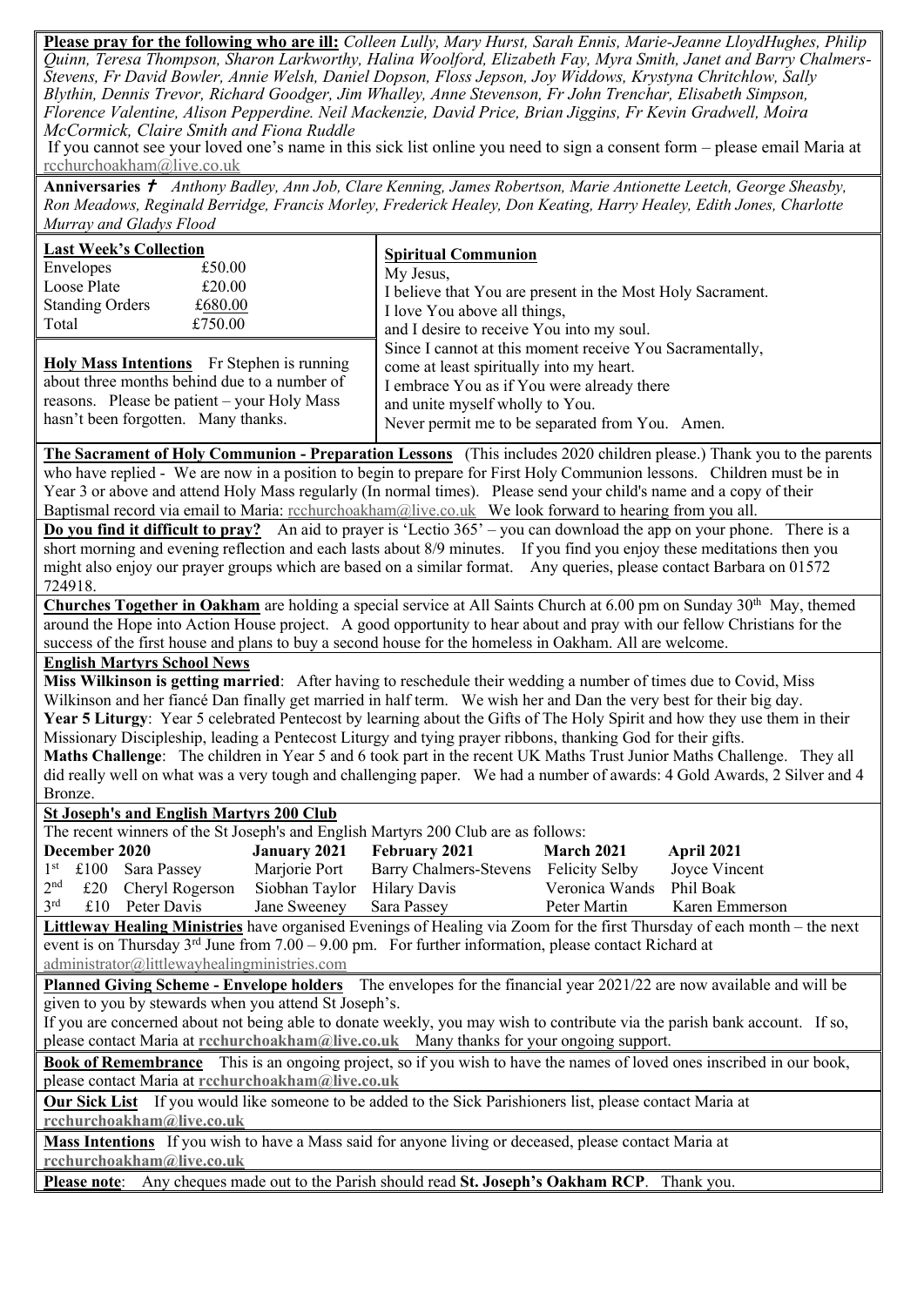**Please pray for the following who are ill:** *Colleen Lully, Mary Hurst, Sarah Ennis, Marie-Jeanne LloydHughes, Philip Quinn, Teresa Thompson, Sharon Larkworthy, Halina Woolford, Elizabeth Fay, Myra Smith, Janet and Barry Chalmers-Stevens, Fr David Bowler, Annie Welsh, Daniel Dopson, Floss Jepson, Joy Widdows, Krystyna Chritchlow, Sally Blythin, Dennis Trevor, Richard Goodger, Jim Whalley, Anne Stevenson, Fr John Trenchar, Elisabeth Simpson, Florence Valentine, Alison Pepperdine. Neil Mackenzie, David Price, Brian Jiggins, Fr Kevin Gradwell, Moira McCormick, Claire Smith and Fiona Ruddle*

If you cannot see your loved one's name in this sick list online you need to sign a consent form – please email Maria at rcchurchoakham@live.co.uk

**Anniversaries** ✝ *Anthony Badley, Ann Job, Clare Kenning, James Robertson, Marie Antionette Leetch, George Sheasby, Ron Meadows, Reginald Berridge, Francis Morley, Frederick Healey, Don Keating, Harry Healey, Edith Jones, Charlotte Murray and Gladys Flood*

**Last Week's Collection**

| | |
|---|---|
| Envelopes | £50.00 |
| Loose Plate | £20.00 |
| Standing Orders | £680.00 |
| Total | £750.00 |

**Holy Mass Intentions** Fr Stephen is running about three months behind due to a number of reasons. Please be patient – your Holy Mass hasn't been forgotten. Many thanks.

**Spiritual Communion**

My Jesus,
I believe that You are present in the Most Holy Sacrament.
I love You above all things,
and I desire to receive You into my soul.
Since I cannot at this moment receive You Sacramentally,
come at least spiritually into my heart.
I embrace You as if You were already there
and unite myself wholly to You.
Never permit me to be separated from You. Amen.

**The Sacrament of Holy Communion - Preparation Lessons** (This includes 2020 children please.) Thank you to the parents who have replied - We are now in a position to begin to prepare for First Holy Communion lessons. Children must be in Year 3 or above and attend Holy Mass regularly (In normal times). Please send your child's name and a copy of their Baptismal record via email to Maria: rcchurchoakham@live.co.uk We look forward to hearing from you all.

**Do you find it difficult to pray?** An aid to prayer is 'Lectio 365' – you can download the app on your phone. There is a short morning and evening reflection and each lasts about 8/9 minutes. If you find you enjoy these meditations then you might also enjoy our prayer groups which are based on a similar format. Any queries, please contact Barbara on 01572 724918.

**Churches Together in Oakham** are holding a special service at All Saints Church at 6.00 pm on Sunday 30th May, themed around the Hope into Action House project. A good opportunity to hear about and pray with our fellow Christians for the success of the first house and plans to buy a second house for the homeless in Oakham. All are welcome.

**English Martyrs School News**

**Miss Wilkinson is getting married**: After having to reschedule their wedding a number of times due to Covid, Miss Wilkinson and her fiancé Dan finally get married in half term. We wish her and Dan the very best for their big day.

**Year 5 Liturgy**: Year 5 celebrated Pentecost by learning about the Gifts of The Holy Spirit and how they use them in their Missionary Discipleship, leading a Pentecost Liturgy and tying prayer ribbons, thanking God for their gifts.

**Maths Challenge**: The children in Year 5 and 6 took part in the recent UK Maths Trust Junior Maths Challenge. They all did really well on what was a very tough and challenging paper. We had a number of awards: 4 Gold Awards, 2 Silver and 4 Bronze.

**St Joseph's and English Martyrs 200 Club**

The recent winners of the St Joseph's and English Martyrs 200 Club are as follows:

| | | December 2020 | January 2021 | February 2021 | March 2021 | April 2021 |
|---|---|---|---|---|---|---|
| 1st | £100 | Sara Passey | Marjorie Port | Barry Chalmers-Stevens | Felicity Selby | Joyce Vincent |
| 2nd | £20 | Cheryl Rogerson | Siobhan Taylor | Hilary Davis | Veronica Wands | Phil Boak |
| 3rd | £10 | Peter Davis | Jane Sweeney | Sara Passey | Peter Martin | Karen Emmerson |

**Littleway Healing Ministries** have organised Evenings of Healing via Zoom for the first Thursday of each month – the next event is on Thursday 3rd June from 7.00 – 9.00 pm. For further information, please contact Richard at administrator@littlewayhealingministries.com

**Planned Giving Scheme - Envelope holders** The envelopes for the financial year 2021/22 are now available and will be given to you by stewards when you attend St Joseph's.

If you are concerned about not being able to donate weekly, you may wish to contribute via the parish bank account. If so, please contact Maria at **rcchurchoakham@live.co.uk** Many thanks for your ongoing support.

**Book of Remembrance** This is an ongoing project, so if you wish to have the names of loved ones inscribed in our book, please contact Maria at **rcchurchoakham@live.co.uk**

**Our Sick List** If you would like someone to be added to the Sick Parishioners list, please contact Maria at **rcchurchoakham@live.co.uk**

**Mass Intentions** If you wish to have a Mass said for anyone living or deceased, please contact Maria at **rcchurchoakham@live.co.uk**

**Please note**: Any cheques made out to the Parish should read **St. Joseph's Oakham RCP**. Thank you.